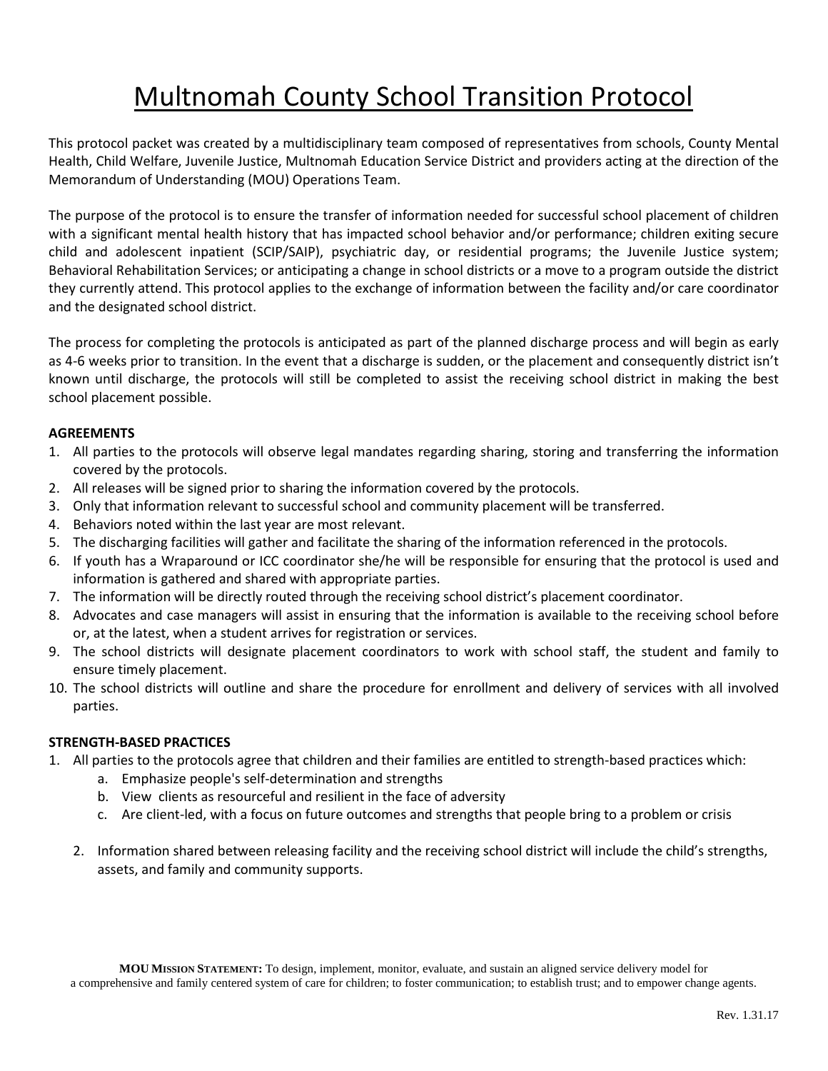# Multnomah County School Transition Protocol

This protocol packet was created by a multidisciplinary team composed of representatives from schools, County Mental Health, Child Welfare, Juvenile Justice, Multnomah Education Service District and providers acting at the direction of the Memorandum of Understanding (MOU) Operations Team.

The purpose of the protocol is to ensure the transfer of information needed for successful school placement of children with a significant mental health history that has impacted school behavior and/or performance; children exiting secure child and adolescent inpatient (SCIP/SAIP), psychiatric day, or residential programs; the Juvenile Justice system; Behavioral Rehabilitation Services; or anticipating a change in school districts or a move to a program outside the district they currently attend. This protocol applies to the exchange of information between the facility and/or care coordinator and the designated school district.

The process for completing the protocols is anticipated as part of the planned discharge process and will begin as early as 4-6 weeks prior to transition. In the event that a discharge is sudden, or the placement and consequently district isn't known until discharge, the protocols will still be completed to assist the receiving school district in making the best school placement possible.

**AGREEMENTS**

1. All parties to the protocols will observe legal mandates regarding sharing, storing and transferring the information covered by the protocols.
2. All releases will be signed prior to sharing the information covered by the protocols.
3. Only that information relevant to successful school and community placement will be transferred.
4. Behaviors noted within the last year are most relevant.
5. The discharging facilities will gather and facilitate the sharing of the information referenced in the protocols.
6. If youth has a Wraparound or ICC coordinator she/he will be responsible for ensuring that the protocol is used and information is gathered and shared with appropriate parties.
7. The information will be directly routed through the receiving school district's placement coordinator.
8. Advocates and case managers will assist in ensuring that the information is available to the receiving school before or, at the latest, when a student arrives for registration or services.
9. The school districts will designate placement coordinators to work with school staff, the student and family to ensure timely placement.
10. The school districts will outline and share the procedure for enrollment and delivery of services with all involved parties.

**STRENGTH-BASED PRACTICES**

1. All parties to the protocols agree that children and their families are entitled to strength-based practices which:
   a. Emphasize people's self-determination and strengths
   b. View clients as resourceful and resilient in the face of adversity
   c. Are client-led, with a focus on future outcomes and strengths that people bring to a problem or crisis

2. Information shared between releasing facility and the receiving school district will include the child's strengths, assets, and family and community supports.

**MOU MISSION STATEMENT:** To design, implement, monitor, evaluate, and sustain an aligned service delivery model for a comprehensive and family centered system of care for children; to foster communication; to establish trust; and to empower change agents.

Rev. 1.31.17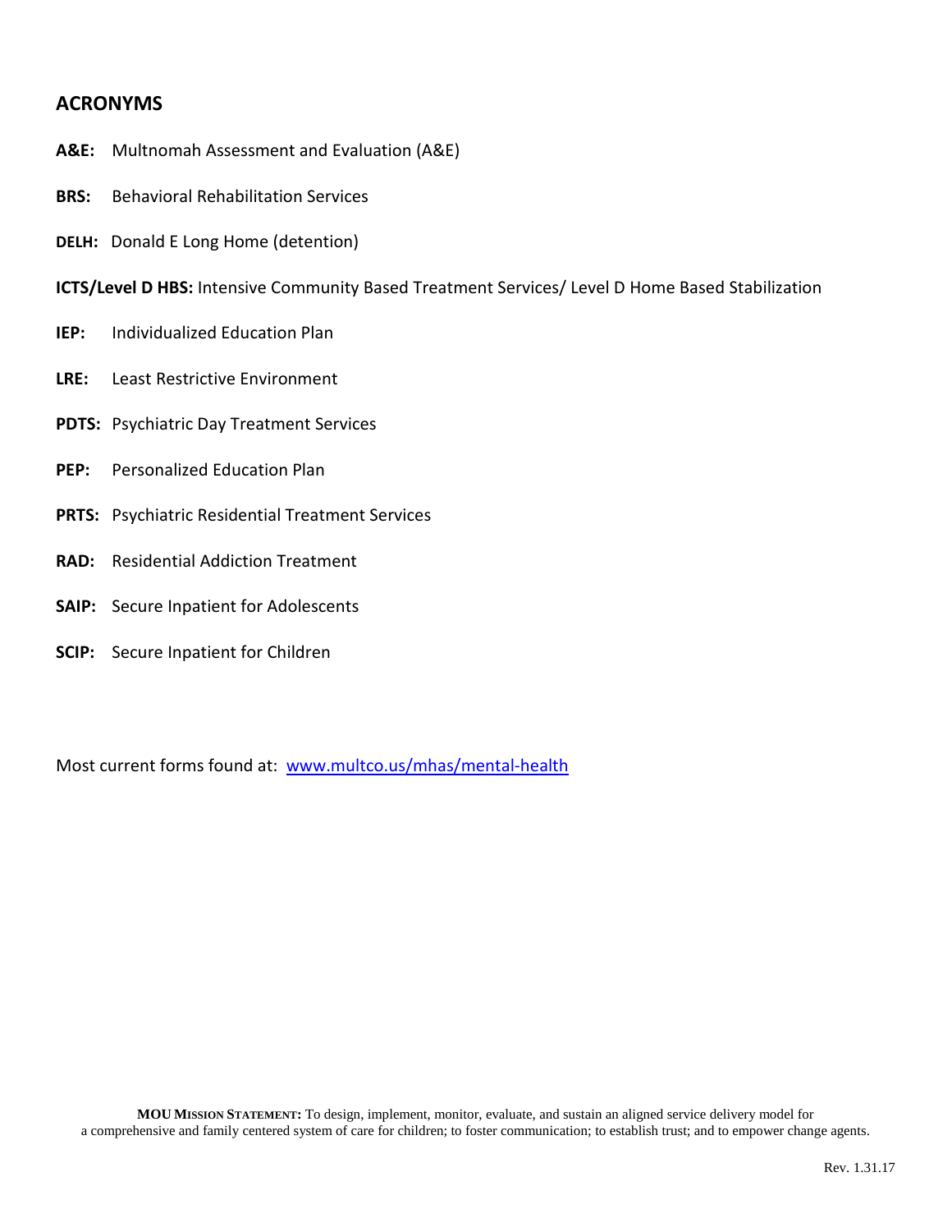## ACRONYMS

**A&E:** Multnomah Assessment and Evaluation (A&E)

**BRS:** Behavioral Rehabilitation Services

**DELH:** Donald E Long Home (detention)

**ICTS/Level D HBS:** Intensive Community Based Treatment Services/ Level D Home Based Stabilization

**IEP:** Individualized Education Plan

**LRE:** Least Restrictive Environment

**PDTS:** Psychiatric Day Treatment Services

**PEP:** Personalized Education Plan

**PRTS:** Psychiatric Residential Treatment Services

**RAD:** Residential Addiction Treatment

**SAIP:** Secure Inpatient for Adolescents

**SCIP:** Secure Inpatient for Children

Most current forms found at: [www.multco.us/mhas/mental-health](www.multco.us/mhas/mental-health)

**MOU MISSION STATEMENT:** To design, implement, monitor, evaluate, and sustain an aligned service delivery model for a comprehensive and family centered system of care for children; to foster communication; to establish trust; and to empower change agents.

Rev. 1.31.17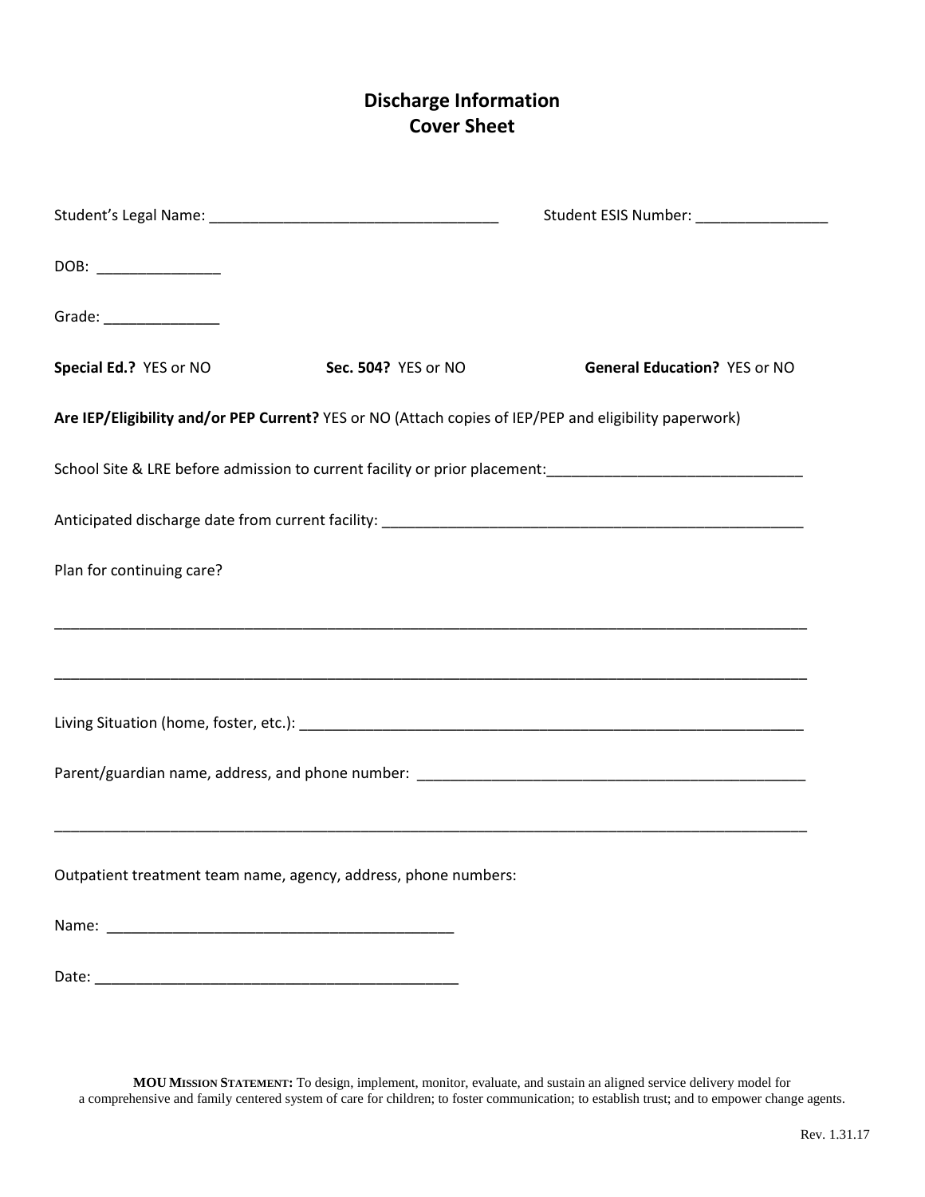# Discharge Information
# Cover Sheet

Student's Legal Name: ___________________________________ Student ESIS Number: ________________

DOB: _______________

Grade: ______________

**Special Ed.?** YES or NO **Sec. 504?** YES or NO **General Education?** YES or NO

**Are IEP/Eligibility and/or PEP Current?** YES or NO (Attach copies of IEP/PEP and eligibility paperwork)

School Site & LRE before admission to current facility or prior placement:_______________________________

Anticipated discharge date from current facility: _____________________________________________________

Plan for continuing care?

______________________________________________________________________________________________

______________________________________________________________________________________________

Living Situation (home, foster, etc.): _________________________________________________________________

Parent/guardian name, address, and phone number: _________________________________________________

______________________________________________________________________________________________

Outpatient treatment team name, agency, address, phone numbers:

Name: ___________________________________________

Date: _____________________________________________

**MOU MISSION STATEMENT:** To design, implement, monitor, evaluate, and sustain an aligned service delivery model for a comprehensive and family centered system of care for children; to foster communication; to establish trust; and to empower change agents.

Rev. 1.31.17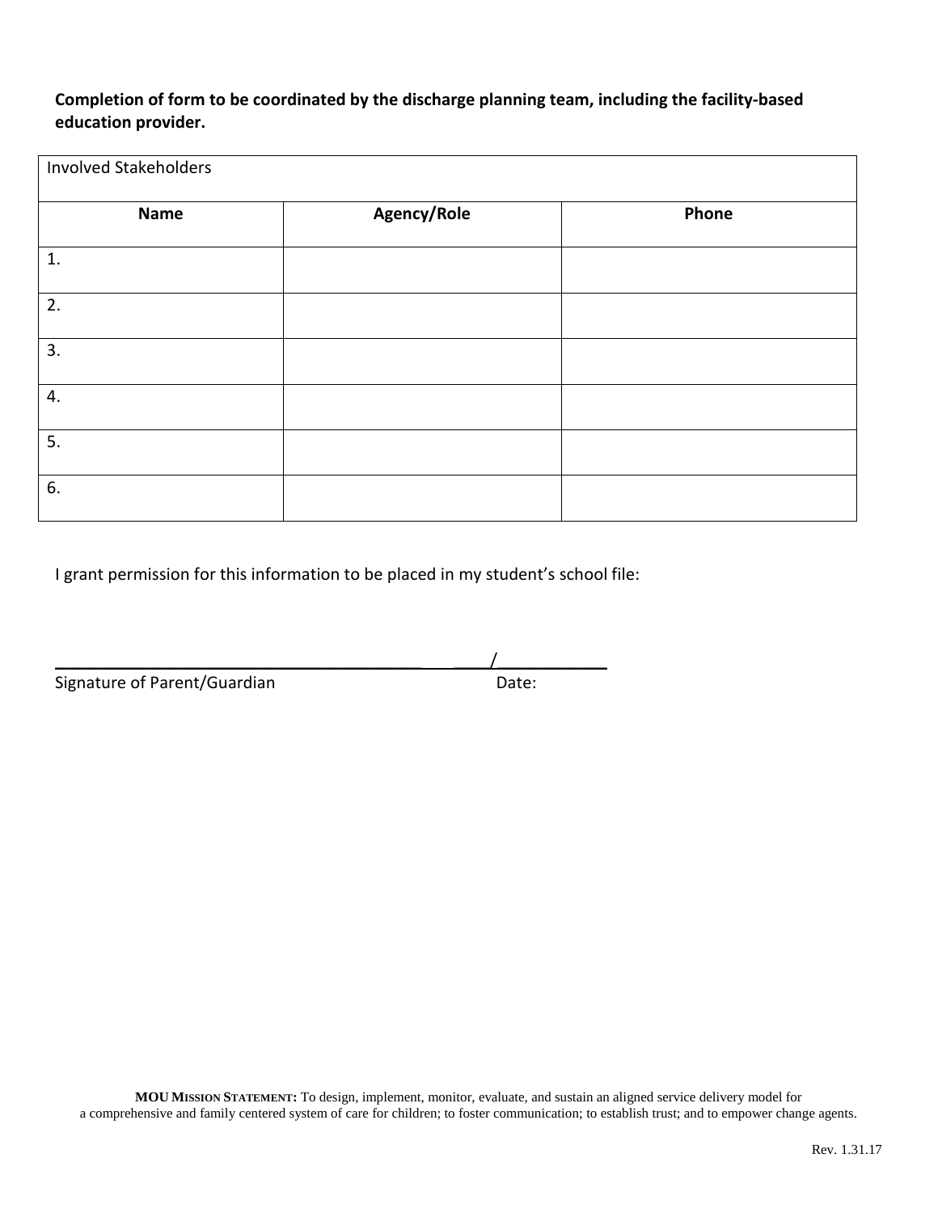**Completion of form to be coordinated by the discharge planning team, including the facility-based education provider.**

| Involved Stakeholders | | |
|---|---|---|
| **Name** | **Agency/Role** | **Phone** |
| 1. | | |
| 2. | | |
| 3. | | |
| 4. | | |
| 5. | | |
| 6. | | |

I grant permission for this information to be placed in my student's school file:

_______________________________________ ____/___________
Signature of Parent/Guardian Date:

**MOU MISSION STATEMENT:** To design, implement, monitor, evaluate, and sustain an aligned service delivery model for a comprehensive and family centered system of care for children; to foster communication; to establish trust; and to empower change agents.

Rev. 1.31.17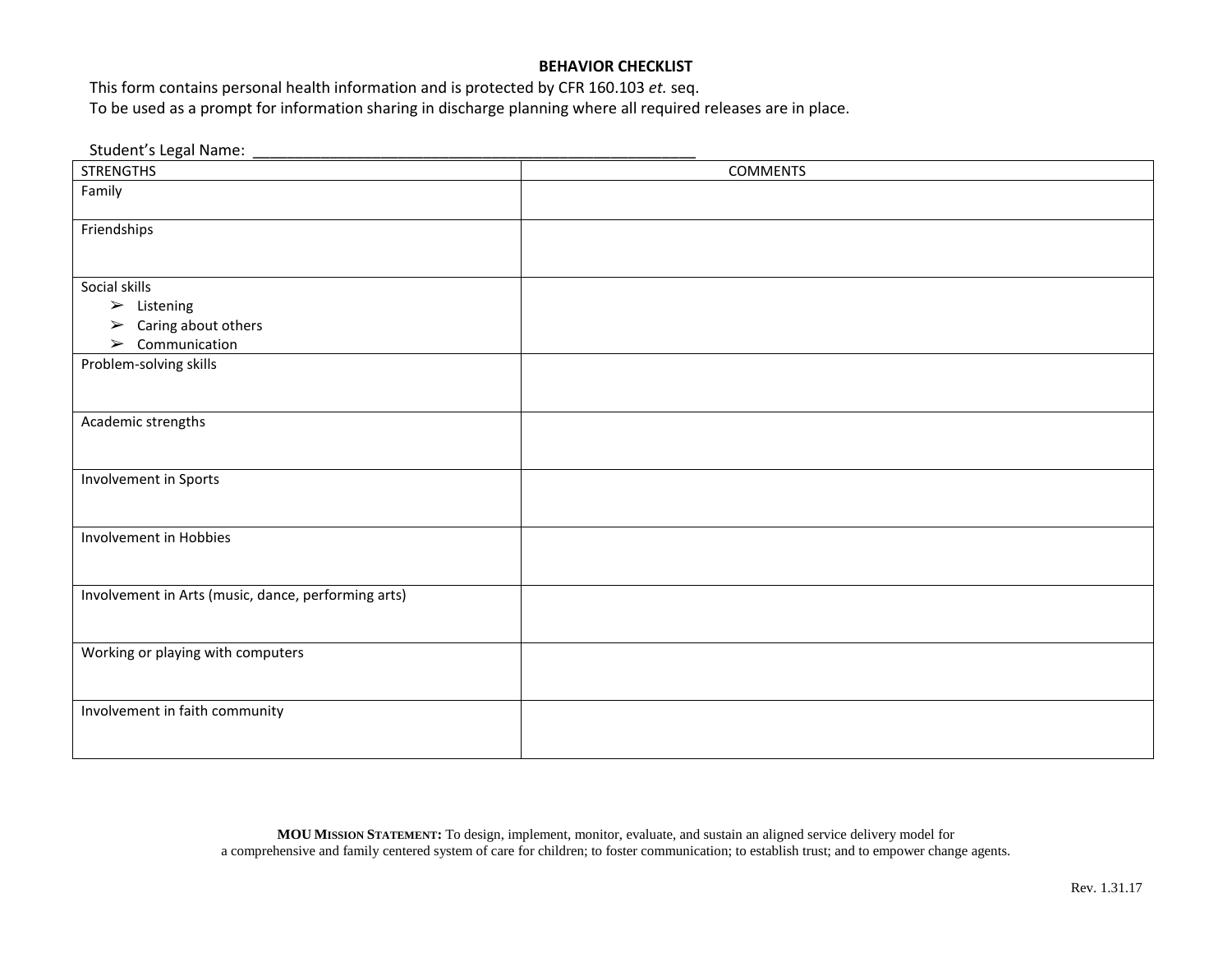**BEHAVIOR CHECKLIST**

This form contains personal health information and is protected by CFR 160.103 *et.* seq.
To be used as a prompt for information sharing in discharge planning where all required releases are in place.

Student's Legal Name: ____________________________________________________

| STRENGTHS | COMMENTS |
|---|---|
| Family | |
| Friendships | |
| Social skills<br>➢ Listening<br>➢ Caring about others<br>➢ Communication | |
| Problem-solving skills | |
| Academic strengths | |
| Involvement in Sports | |
| Involvement in Hobbies | |
| Involvement in Arts (music, dance, performing arts) | |
| Working or playing with computers | |
| Involvement in faith community | |

**MOU Mission Statement:** To design, implement, monitor, evaluate, and sustain an aligned service delivery model for a comprehensive and family centered system of care for children; to foster communication; to establish trust; and to empower change agents.

Rev. 1.31.17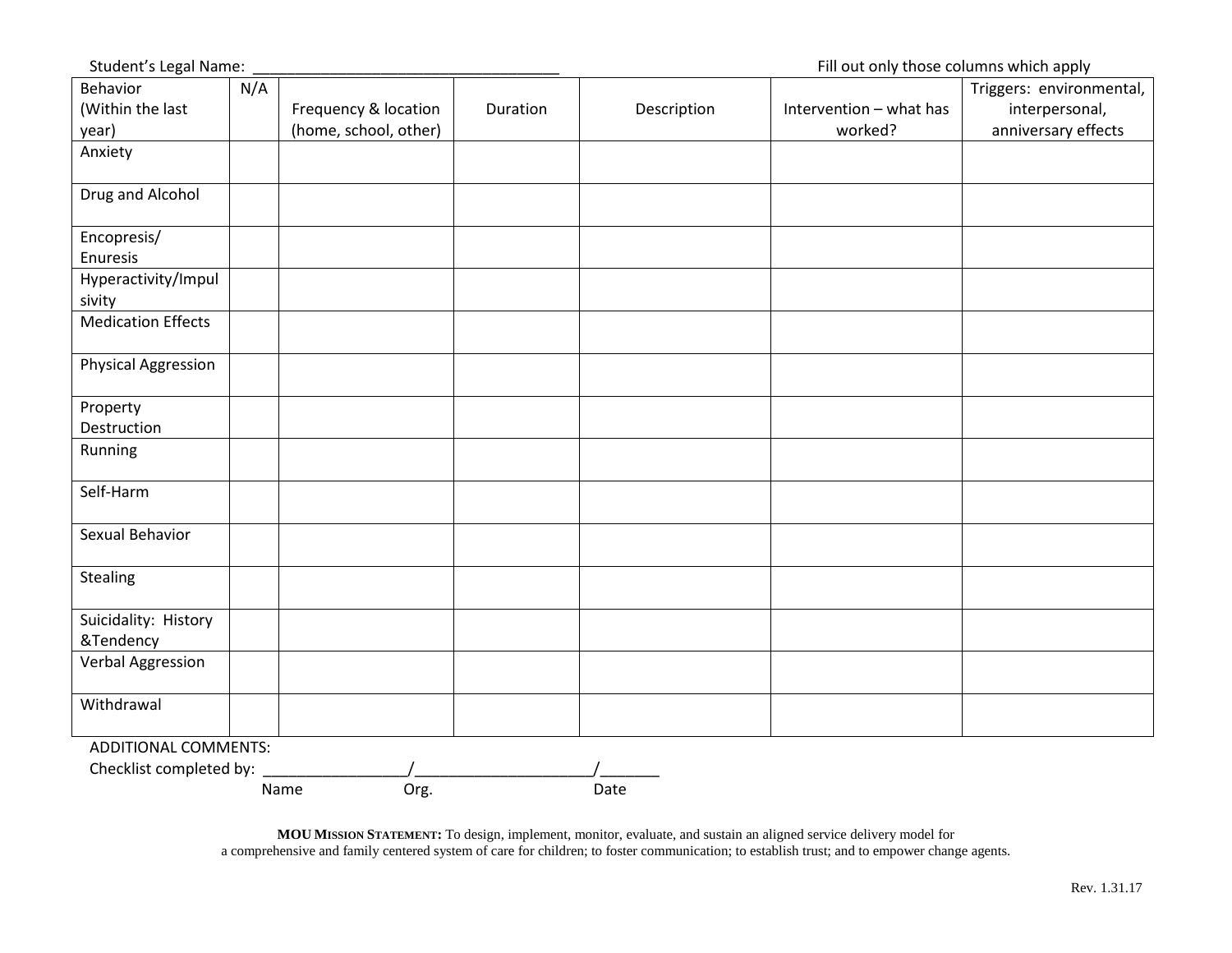Student's Legal Name: ____________________________________ Fill out only those columns which apply

| Behavior (Within the last year) | N/A | Frequency & location (home, school, other) | Duration | Description | Intervention – what has worked? | Triggers: environmental, interpersonal, anniversary effects |
|---|---|---|---|---|---|---|
| Anxiety | | | | | | |
| Drug and Alcohol | | | | | | |
| Encopresis/ Enuresis | | | | | | |
| Hyperactivity/Impulsivity | | | | | | |
| Medication Effects | | | | | | |
| Physical Aggression | | | | | | |
| Property Destruction | | | | | | |
| Running | | | | | | |
| Self-Harm | | | | | | |
| Sexual Behavior | | | | | | |
| Stealing | | | | | | |
| Suicidality: History &Tendency | | | | | | |
| Verbal Aggression | | | | | | |
| Withdrawal | | | | | | |

ADDITIONAL COMMENTS:

Checklist completed by: _________________/_____________________/_______

Name Org. Date

**MOU Mission Statement:** To design, implement, monitor, evaluate, and sustain an aligned service delivery model for a comprehensive and family centered system of care for children; to foster communication; to establish trust; and to empower change agents.

Rev. 1.31.17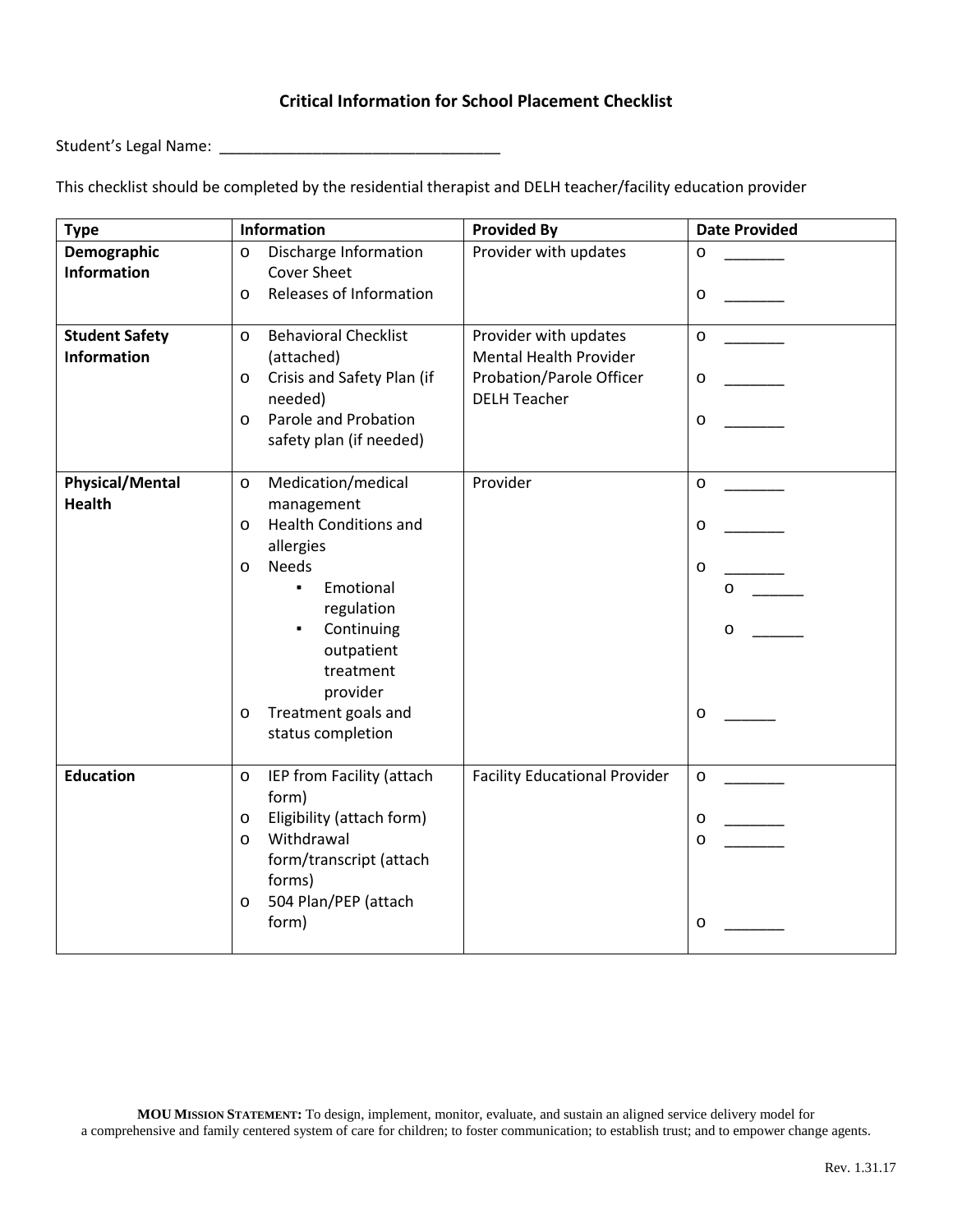## Critical Information for School Placement Checklist

Student's Legal Name: ___________________________________

This checklist should be completed by the residential therapist and DELH teacher/facility education provider

| Type | Information | Provided By | Date Provided |
|---|---|---|---|
| **Demographic Information** | o Discharge Information Cover Sheet<br>o Releases of Information | Provider with updates | o _______<br>o _______ |
| **Student Safety Information** | o Behavioral Checklist (attached)<br>o Crisis and Safety Plan (if needed)<br>o Parole and Probation safety plan (if needed) | Provider with updates<br>Mental Health Provider<br>Probation/Parole Officer<br>DELH Teacher | o _______<br>o _______<br>o _______ |
| **Physical/Mental Health** | o Medication/medical management<br>o Health Conditions and allergies<br>o Needs<br>▪ Emotional regulation<br>▪ Continuing outpatient treatment provider<br>o Treatment goals and status completion | Provider | o _______<br>o _______<br>o _______<br>o ______<br>o ______<br>o ______ |
| **Education** | o IEP from Facility (attach form)<br>o Eligibility (attach form)<br>o Withdrawal form/transcript (attach forms)<br>o 504 Plan/PEP (attach form) | Facility Educational Provider | o _______<br>o _______<br>o _______<br>o _______ |

**MOU MISSION STATEMENT:** To design, implement, monitor, evaluate, and sustain an aligned service delivery model for a comprehensive and family centered system of care for children; to foster communication; to establish trust; and to empower change agents.

Rev. 1.31.17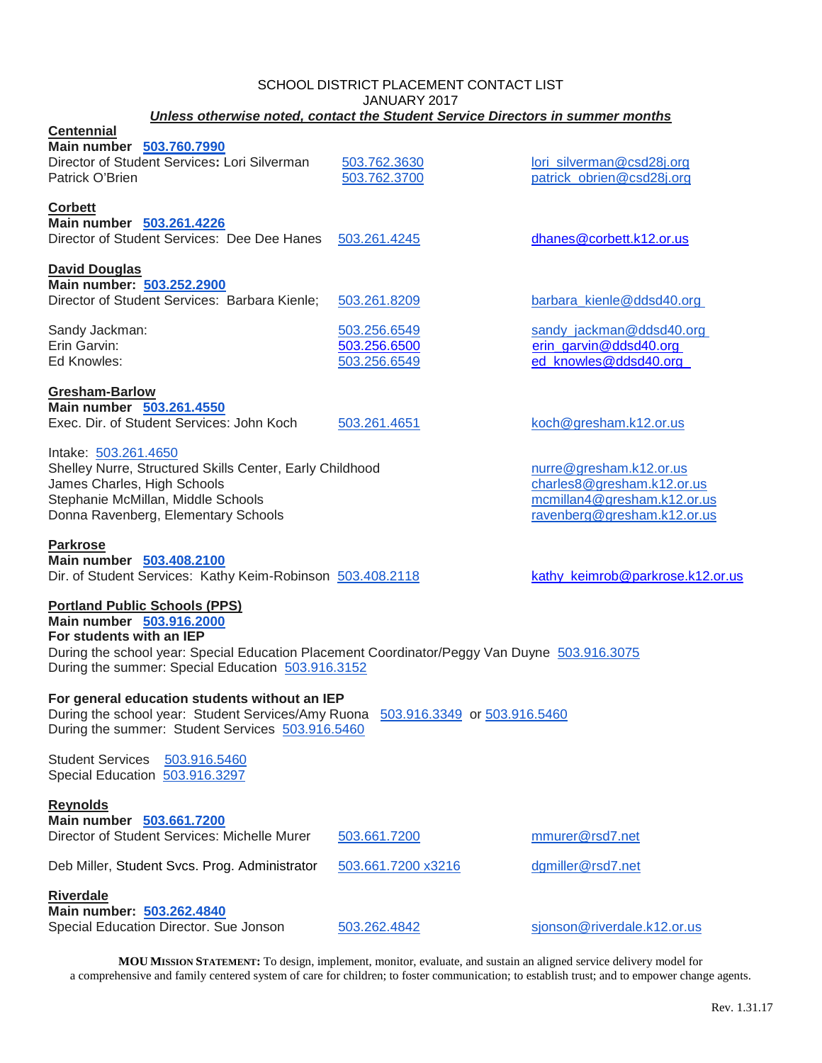# SCHOOL DISTRICT PLACEMENT CONTACT LIST

JANUARY 2017

***Unless otherwise noted, contact the Student Service Directors in summer months***

## Centennial

**Main number  503.760.7990**

Director of Student Services**:** Lori Silverman  503.762.3630  lori_silverman@csd28j.org
Patrick O'Brien  503.762.3700  patrick_obrien@csd28j.org

## Corbett

**Main number  503.261.4226**

Director of Student Services:  Dee Dee Hanes  503.261.4245  dhanes@corbett.k12.or.us

## David Douglas

**Main number:  503.252.2900**

Director of Student Services:  Barbara Kienle;  503.261.8209  barbara_kienle@ddsd40.org

Sandy Jackman:  503.256.6549  sandy_jackman@ddsd40.org
Erin Garvin:  503.256.6500  erin_garvin@ddsd40.org
Ed Knowles:  503.256.6549  ed_knowles@ddsd40.org

## Gresham-Barlow

**Main number  503.261.4550**

Exec. Dir. of Student Services: John Koch  503.261.4651  koch@gresham.k12.or.us

Intake:  503.261.4650
Shelley Nurre, Structured Skills Center, Early Childhood  nurre@gresham.k12.or.us
James Charles, High Schools  charles8@gresham.k12.or.us
Stephanie McMillan, Middle Schools  mcmillan4@gresham.k12.or.us
Donna Ravenberg, Elementary Schools  ravenberg@gresham.k12.or.us

## Parkrose

**Main number  503.408.2100**

Dir. of Student Services:  Kathy Keim-Robinson  503.408.2118  kathy_keimrob@parkrose.k12.or.us

## Portland Public Schools (PPS)

**Main number  503.916.2000**

**For students with an IEP**

During the school year: Special Education Placement Coordinator/Peggy Van Duyne  503.916.3075
During the summer: Special Education  503.916.3152

**For general education students without an IEP**

During the school year:  Student Services/Amy Ruona  503.916.3349  or 503.916.5460
During the summer:  Student Services  503.916.5460

Student Services  503.916.5460
Special Education  503.916.3297

## Reynolds

**Main number  503.661.7200**

Director of Student Services: Michelle Murer  503.661.7200  mmurer@rsd7.net

Deb Miller, Student Svcs. Prog. Administrator  503.661.7200 x3216  dgmiller@rsd7.net

## Riverdale

**Main number:  503.262.4840**

Special Education Director. Sue Jonson  503.262.4842  sjonson@riverdale.k12.or.us

**MOU Mission Statement:** To design, implement, monitor, evaluate, and sustain an aligned service delivery model for a comprehensive and family centered system of care for children; to foster communication; to establish trust; and to empower change agents.

Rev. 1.31.17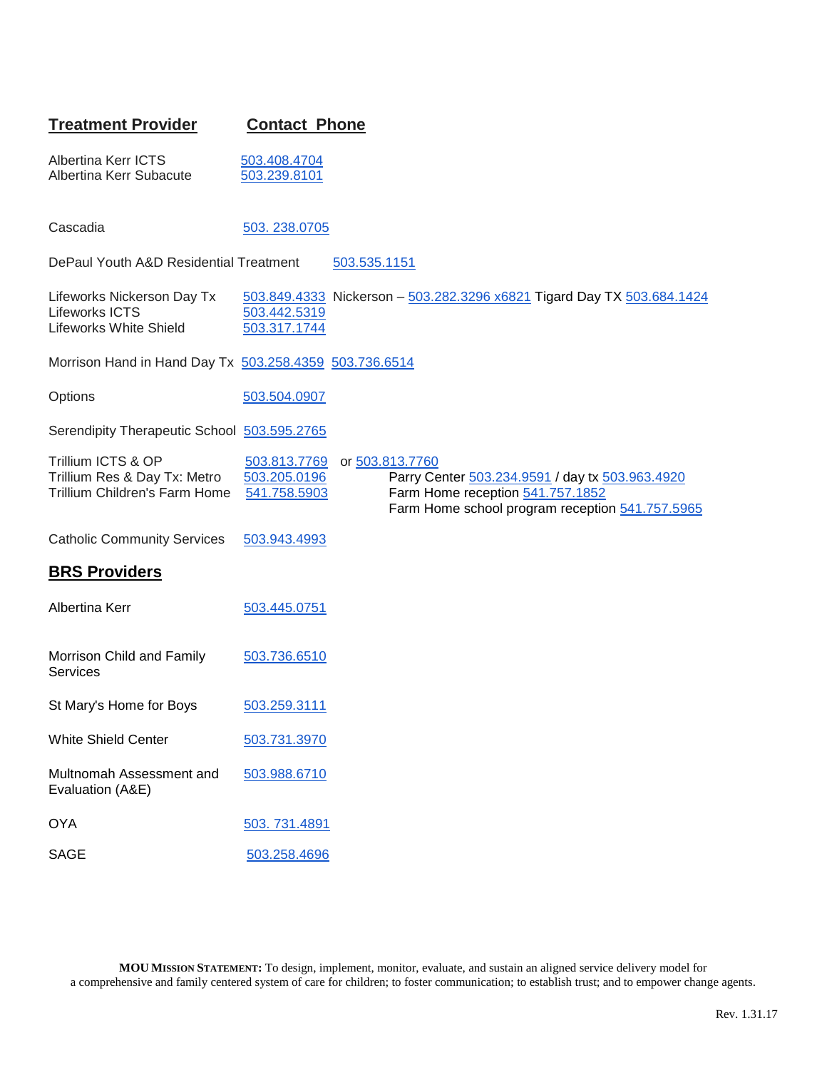| **Treatment Provider** | **Contact Phone** | |
|---|---|---|
| Albertina Kerr ICTS | 503.408.4704 | |
| Albertina Kerr Subacute | 503.239.8101 | |
| Cascadia | 503. 238.0705 | |
| DePaul Youth A&D Residential Treatment | 503.535.1151 | |
| Lifeworks Nickerson Day Tx | 503.849.4333 | Nickerson – 503.282.3296 x6821 Tigard Day TX 503.684.1424 |
| Lifeworks ICTS | 503.442.5319 | |
| Lifeworks White Shield | 503.317.1744 | |
| Morrison Hand in Hand Day Tx | 503.258.4359 | 503.736.6514 |
| Options | 503.504.0907 | |
| Serendipity Therapeutic School | 503.595.2765 | |
| Trillium ICTS & OP | 503.813.7769 | or 503.813.7760 |
| Trillium Res & Day Tx: Metro | 503.205.0196 | Parry Center 503.234.9591 / day tx 503.963.4920 |
| Trillium Children's Farm Home | 541.758.5903 | Farm Home reception 541.757.1852<br>Farm Home school program reception 541.757.5965 |
| Catholic Community Services | 503.943.4993 | |

## BRS Providers

| | |
|---|---|
| Albertina Kerr | 503.445.0751 |
| Morrison Child and Family Services | 503.736.6510 |
| St Mary's Home for Boys | 503.259.3111 |
| White Shield Center | 503.731.3970 |
| Multnomah Assessment and Evaluation (A&E) | 503.988.6710 |
| OYA | 503. 731.4891 |
| SAGE | 503.258.4696 |

**MOU MISSION STATEMENT:** To design, implement, monitor, evaluate, and sustain an aligned service delivery model for a comprehensive and family centered system of care for children; to foster communication; to establish trust; and to empower change agents.

Rev. 1.31.17